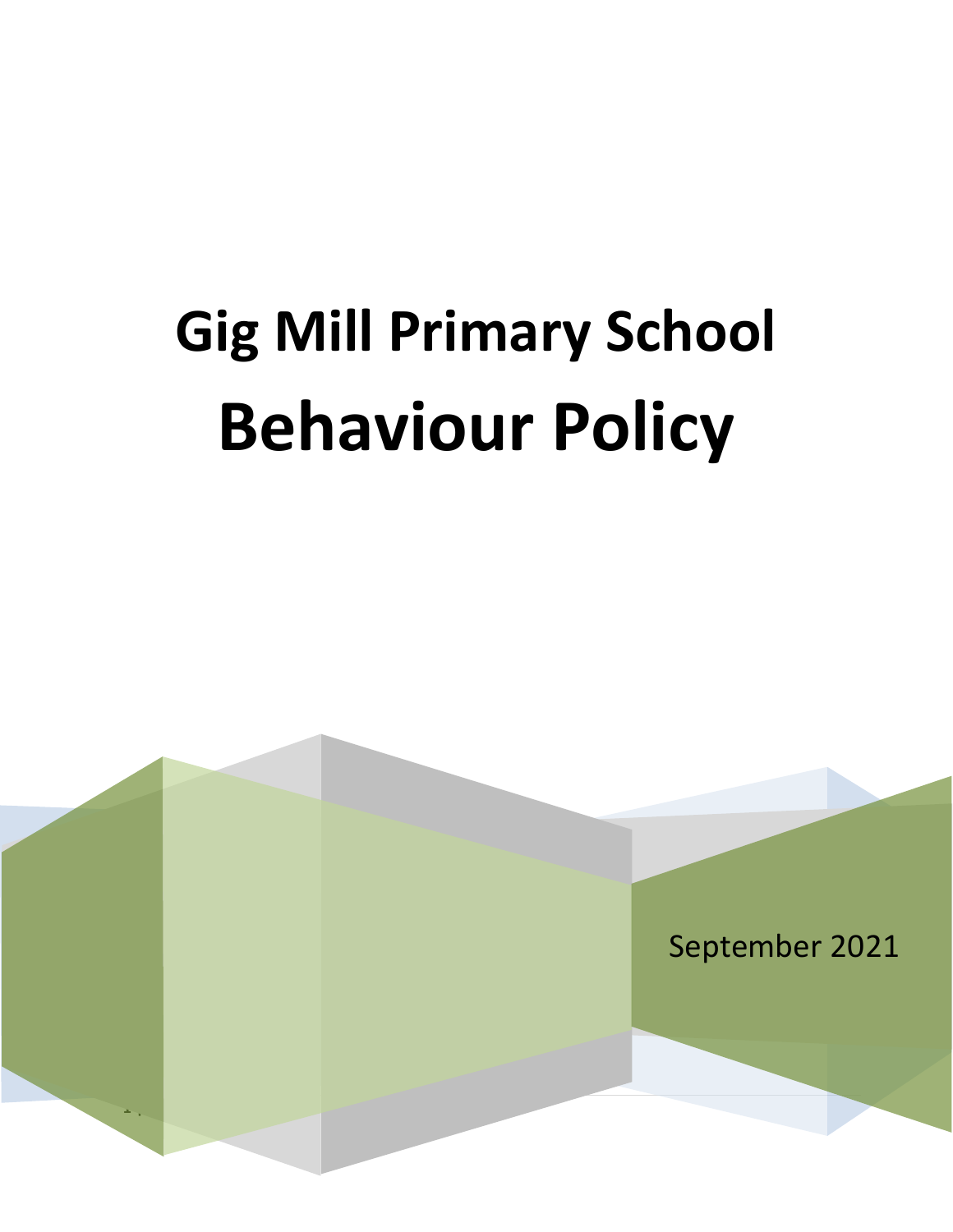# Gig Mill Primary School

# Behaviour Policy

September 2021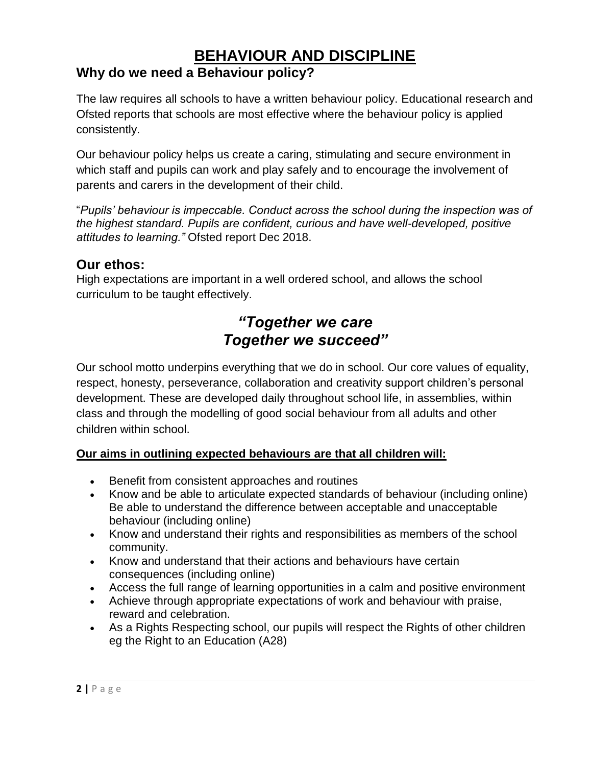# BEHAVIOUR AND DISCIPLINE

## Why do we need a Behaviour policy?

The law requires all schools to have a written behaviour policy. Educational research and Ofsted reports that schools are most effective where the behaviour policy is applied consistently.

Our behaviour policy helps us create a caring, stimulating and secure environment in which staff and pupils can work and play safely and to encourage the involvement of parents and carers in the development of their child.

"*Pupils' behaviour is impeccable. Conduct across the school during the inspection was of the highest standard. Pupils are confident, curious and have well-developed, positive attitudes to learning."* Ofsted report Dec 2018.

## Our ethos:

High expectations are important in a well ordered school, and allows the school curriculum to be taught effectively.

***"Together we care***
***Together we succeed"***

Our school motto underpins everything that we do in school. Our core values of equality, respect, honesty, perseverance, collaboration and creativity support children's personal development. These are developed daily throughout school life, in assemblies, within class and through the modelling of good social behaviour from all adults and other children within school.

**Our aims in outlining expected behaviours are that all children will:**

- Benefit from consistent approaches and routines
- Know and be able to articulate expected standards of behaviour (including online) Be able to understand the difference between acceptable and unacceptable behaviour (including online)
- Know and understand their rights and responsibilities as members of the school community.
- Know and understand that their actions and behaviours have certain consequences (including online)
- Access the full range of learning opportunities in a calm and positive environment
- Achieve through appropriate expectations of work and behaviour with praise, reward and celebration.
- As a Rights Respecting school, our pupils will respect the Rights of other children eg the Right to an Education (A28)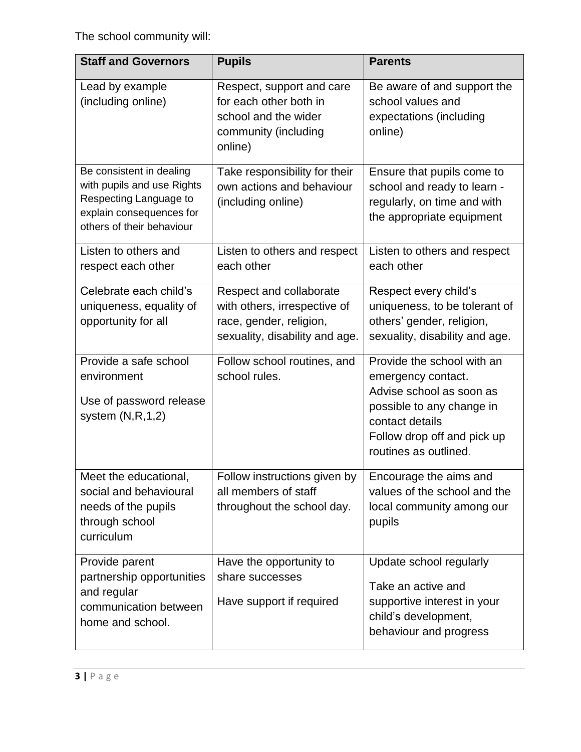The school community will:

| Staff and Governors | Pupils | Parents |
|---|---|---|
| Lead by example (including online) | Respect, support and care for each other both in school and the wider community (including online) | Be aware of and support the school values and expectations (including online) |
| Be consistent in dealing with pupils and use Rights Respecting Language to explain consequences for others of their behaviour | Take responsibility for their own actions and behaviour (including online) | Ensure that pupils come to school and ready to learn - regularly, on time and with the appropriate equipment |
| Listen to others and respect each other | Listen to others and respect each other | Listen to others and respect each other |
| Celebrate each child's uniqueness, equality of opportunity for all | Respect and collaborate with others, irrespective of race, gender, religion, sexuality, disability and age. | Respect every child's uniqueness, to be tolerant of others' gender, religion, sexuality, disability and age. |
| Provide a safe school environment<br><br>Use of password release system (N,R,1,2) | Follow school routines, and school rules. | Provide the school with an emergency contact.<br>Advise school as soon as possible to any change in contact details<br>Follow drop off and pick up routines as outlined. |
| Meet the educational, social and behavioural needs of the pupils through school curriculum | Follow instructions given by all members of staff throughout the school day. | Encourage the aims and values of the school and the local community among our pupils |
| Provide parent partnership opportunities and regular communication between home and school. | Have the opportunity to share successes<br><br>Have support if required | Update school regularly<br><br>Take an active and supportive interest in your child's development, behaviour and progress |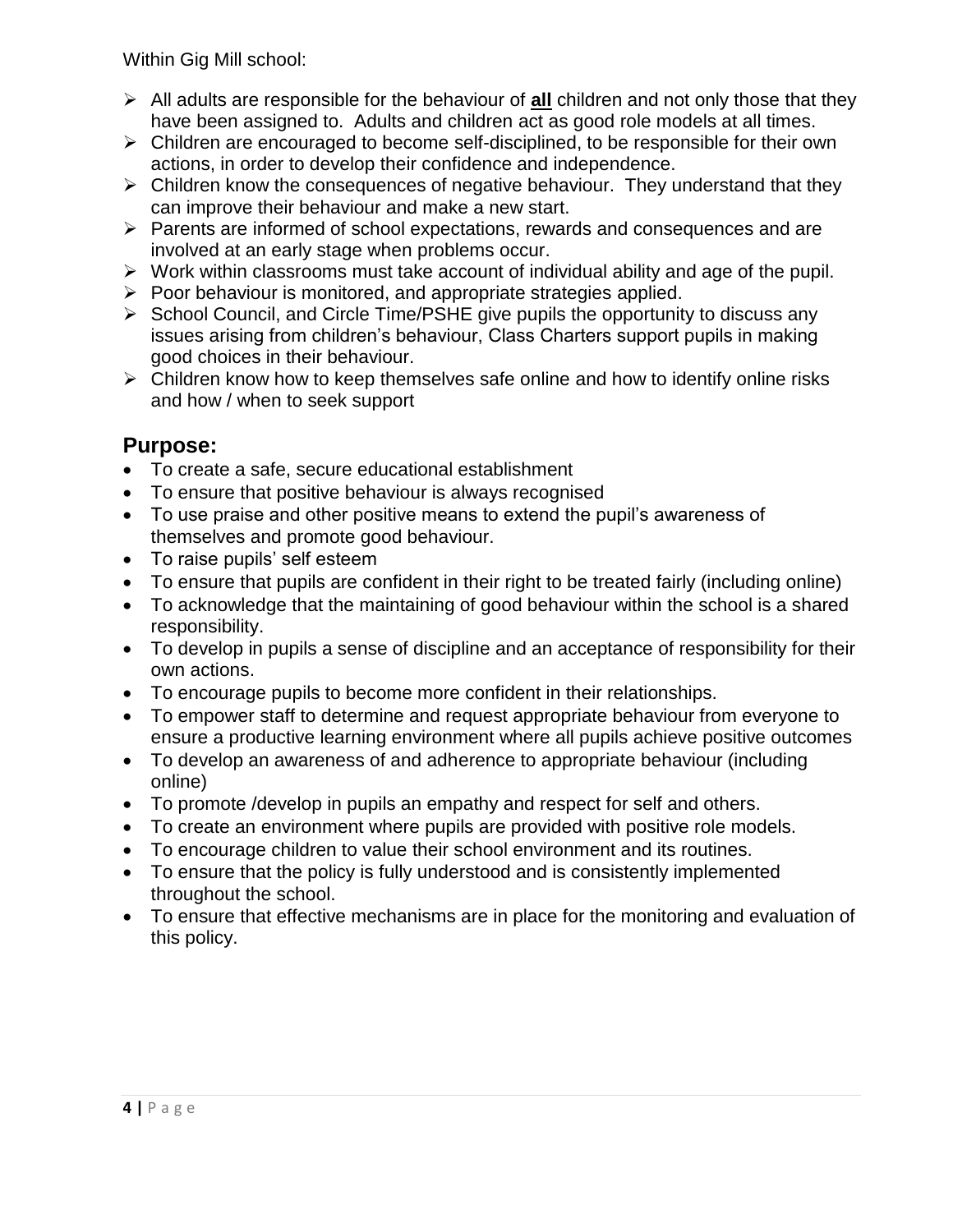Within Gig Mill school:

- All adults are responsible for the behaviour of **all** children and not only those that they have been assigned to. Adults and children act as good role models at all times.
- Children are encouraged to become self-disciplined, to be responsible for their own actions, in order to develop their confidence and independence.
- Children know the consequences of negative behaviour. They understand that they can improve their behaviour and make a new start.
- Parents are informed of school expectations, rewards and consequences and are involved at an early stage when problems occur.
- Work within classrooms must take account of individual ability and age of the pupil.
- Poor behaviour is monitored, and appropriate strategies applied.
- School Council, and Circle Time/PSHE give pupils the opportunity to discuss any issues arising from children's behaviour, Class Charters support pupils in making good choices in their behaviour.
- Children know how to keep themselves safe online and how to identify online risks and how / when to seek support

## Purpose:

- To create a safe, secure educational establishment
- To ensure that positive behaviour is always recognised
- To use praise and other positive means to extend the pupil's awareness of themselves and promote good behaviour.
- To raise pupils' self esteem
- To ensure that pupils are confident in their right to be treated fairly (including online)
- To acknowledge that the maintaining of good behaviour within the school is a shared responsibility.
- To develop in pupils a sense of discipline and an acceptance of responsibility for their own actions.
- To encourage pupils to become more confident in their relationships.
- To empower staff to determine and request appropriate behaviour from everyone to ensure a productive learning environment where all pupils achieve positive outcomes
- To develop an awareness of and adherence to appropriate behaviour (including online)
- To promote /develop in pupils an empathy and respect for self and others.
- To create an environment where pupils are provided with positive role models.
- To encourage children to value their school environment and its routines.
- To ensure that the policy is fully understood and is consistently implemented throughout the school.
- To ensure that effective mechanisms are in place for the monitoring and evaluation of this policy.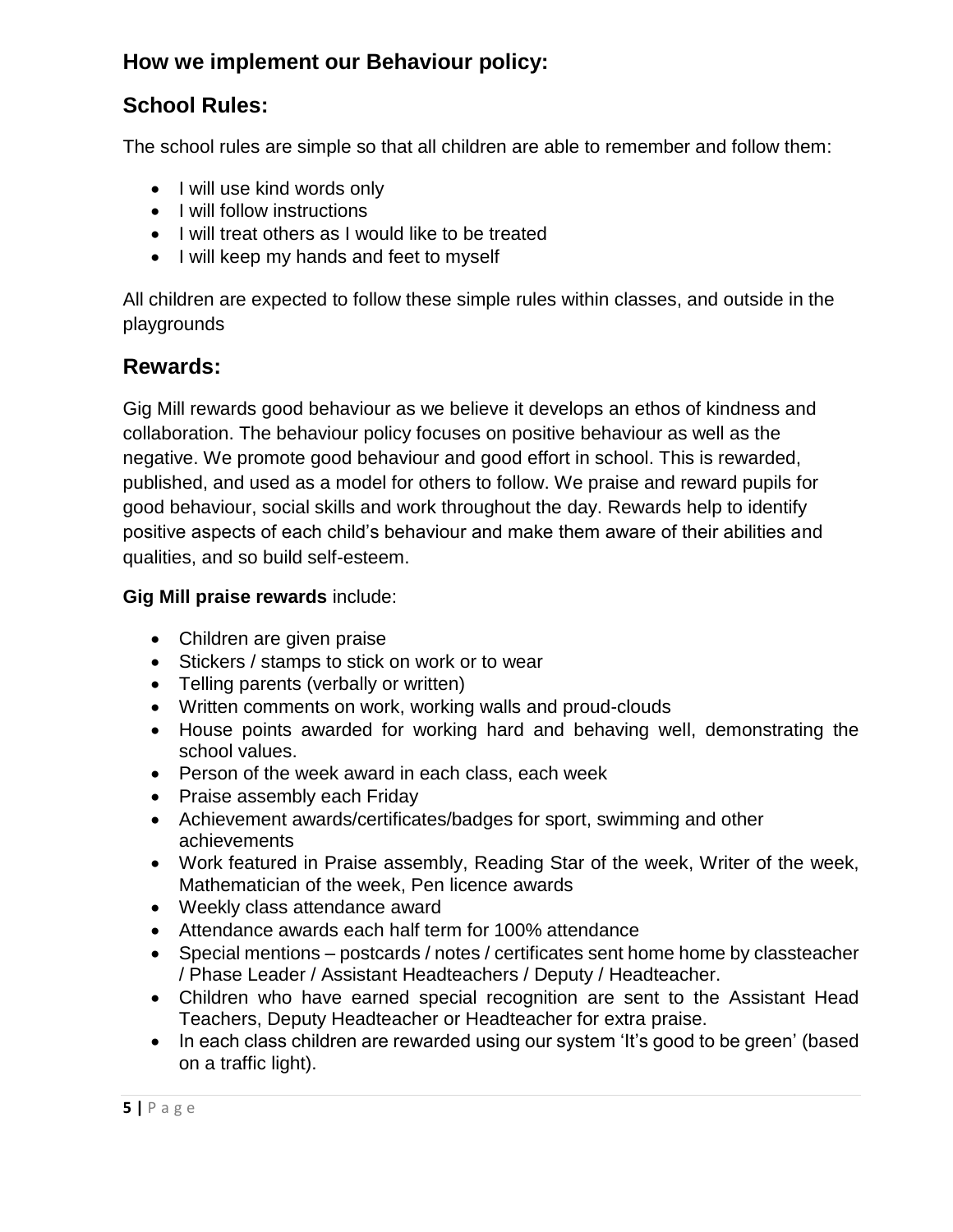## How we implement our Behaviour policy:

## School Rules:

The school rules are simple so that all children are able to remember and follow them:

- I will use kind words only
- I will follow instructions
- I will treat others as I would like to be treated
- I will keep my hands and feet to myself

All children are expected to follow these simple rules within classes, and outside in the playgrounds

## Rewards:

Gig Mill rewards good behaviour as we believe it develops an ethos of kindness and collaboration. The behaviour policy focuses on positive behaviour as well as the negative. We promote good behaviour and good effort in school. This is rewarded, published, and used as a model for others to follow. We praise and reward pupils for good behaviour, social skills and work throughout the day. Rewards help to identify positive aspects of each child's behaviour and make them aware of their abilities and qualities, and so build self-esteem.

**Gig Mill praise rewards** include:

- Children are given praise
- Stickers / stamps to stick on work or to wear
- Telling parents (verbally or written)
- Written comments on work, working walls and proud-clouds
- House points awarded for working hard and behaving well, demonstrating the school values.
- Person of the week award in each class, each week
- Praise assembly each Friday
- Achievement awards/certificates/badges for sport, swimming and other achievements
- Work featured in Praise assembly, Reading Star of the week, Writer of the week, Mathematician of the week, Pen licence awards
- Weekly class attendance award
- Attendance awards each half term for 100% attendance
- Special mentions – postcards / notes / certificates sent home home by classteacher / Phase Leader / Assistant Headteachers / Deputy / Headteacher.
- Children who have earned special recognition are sent to the Assistant Head Teachers, Deputy Headteacher or Headteacher for extra praise.
- In each class children are rewarded using our system 'It's good to be green' (based on a traffic light).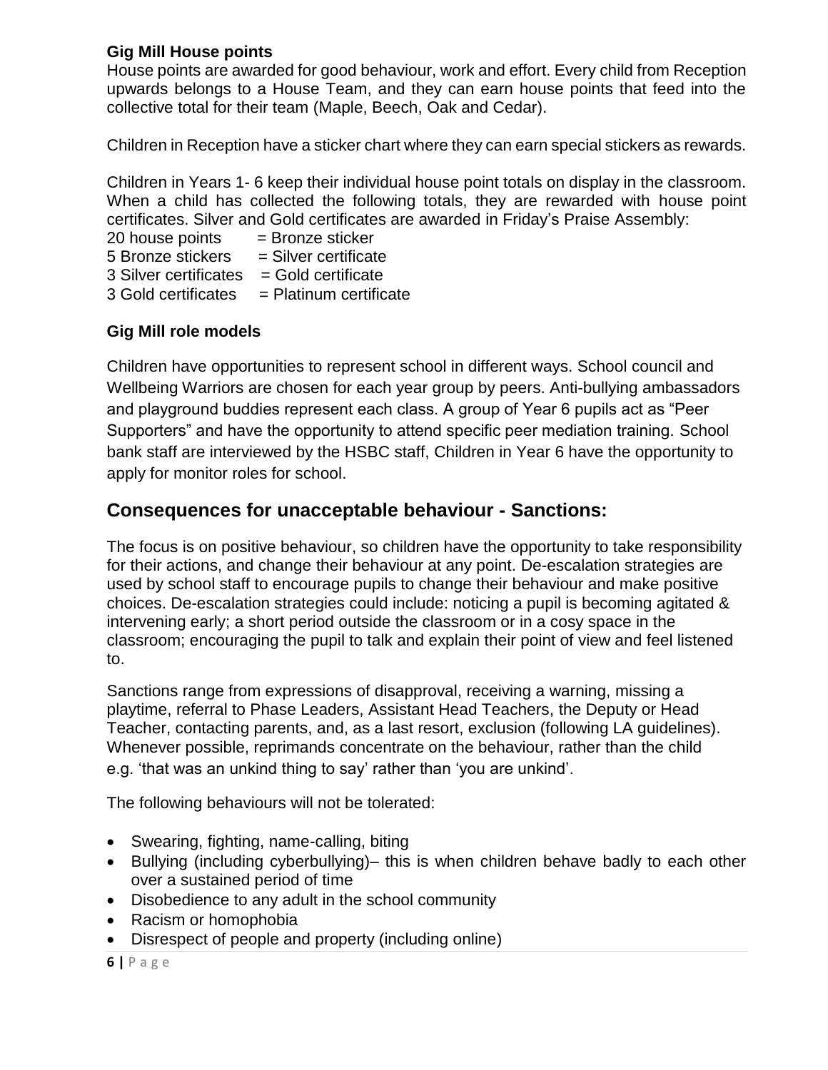**Gig Mill House points**

House points are awarded for good behaviour, work and effort. Every child from Reception upwards belongs to a House Team, and they can earn house points that feed into the collective total for their team (Maple, Beech, Oak and Cedar).

Children in Reception have a sticker chart where they can earn special stickers as rewards.

Children in Years 1- 6 keep their individual house point totals on display in the classroom. When a child has collected the following totals, they are rewarded with house point certificates. Silver and Gold certificates are awarded in Friday's Praise Assembly:

20 house points = Bronze sticker
5 Bronze stickers = Silver certificate
3 Silver certificates = Gold certificate
3 Gold certificates = Platinum certificate

**Gig Mill role models**

Children have opportunities to represent school in different ways. School council and Wellbeing Warriors are chosen for each year group by peers. Anti-bullying ambassadors and playground buddies represent each class. A group of Year 6 pupils act as "Peer Supporters" and have the opportunity to attend specific peer mediation training. School bank staff are interviewed by the HSBC staff, Children in Year 6 have the opportunity to apply for monitor roles for school.

## Consequences for unacceptable behaviour - Sanctions:

The focus is on positive behaviour, so children have the opportunity to take responsibility for their actions, and change their behaviour at any point. De-escalation strategies are used by school staff to encourage pupils to change their behaviour and make positive choices. De-escalation strategies could include: noticing a pupil is becoming agitated & intervening early; a short period outside the classroom or in a cosy space in the classroom; encouraging the pupil to talk and explain their point of view and feel listened to.

Sanctions range from expressions of disapproval, receiving a warning, missing a playtime, referral to Phase Leaders, Assistant Head Teachers, the Deputy or Head Teacher, contacting parents, and, as a last resort, exclusion (following LA guidelines). Whenever possible, reprimands concentrate on the behaviour, rather than the child e.g. 'that was an unkind thing to say' rather than 'you are unkind'.

The following behaviours will not be tolerated:

- Swearing, fighting, name-calling, biting
- Bullying (including cyberbullying)– this is when children behave badly to each other over a sustained period of time
- Disobedience to any adult in the school community
- Racism or homophobia
- Disrespect of people and property (including online)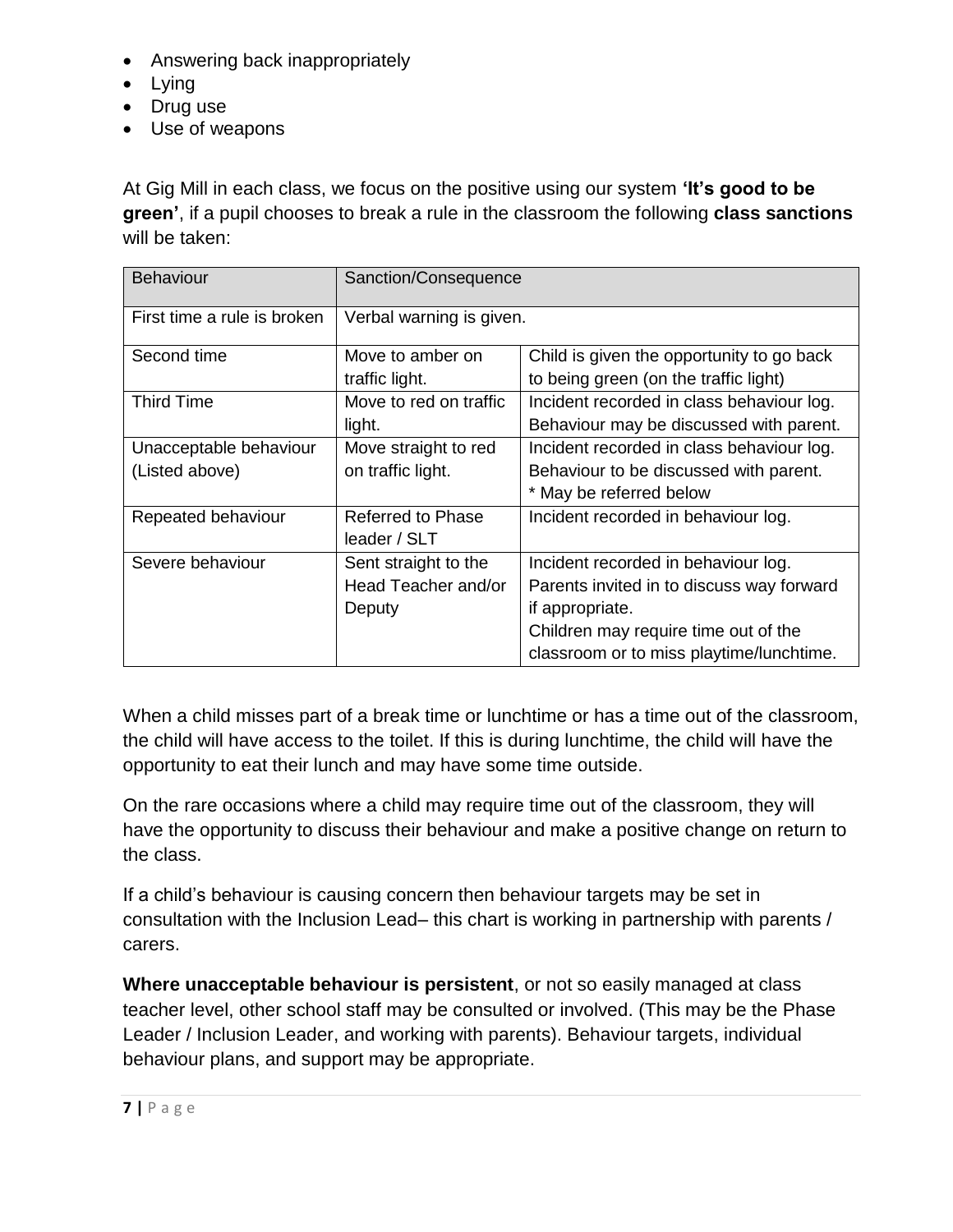- Answering back inappropriately
- Lying
- Drug use
- Use of weapons

At Gig Mill in each class, we focus on the positive using our system **'It's good to be green'**, if a pupil chooses to break a rule in the classroom the following **class sanctions** will be taken:

| Behaviour | Sanction/Consequence | |
|---|---|---|
| First time a rule is broken | Verbal warning is given. | |
| Second time | Move to amber on traffic light. | Child is given the opportunity to go back to being green (on the traffic light) |
| Third Time | Move to red on traffic light. | Incident recorded in class behaviour log. Behaviour may be discussed with parent. |
| Unacceptable behaviour (Listed above) | Move straight to red on traffic light. | Incident recorded in class behaviour log. Behaviour to be discussed with parent. * May be referred below |
| Repeated behaviour | Referred to Phase leader / SLT | Incident recorded in behaviour log. |
| Severe behaviour | Sent straight to the Head Teacher and/or Deputy | Incident recorded in behaviour log. Parents invited in to discuss way forward if appropriate. Children may require time out of the classroom or to miss playtime/lunchtime. |

When a child misses part of a break time or lunchtime or has a time out of the classroom, the child will have access to the toilet. If this is during lunchtime, the child will have the opportunity to eat their lunch and may have some time outside.

On the rare occasions where a child may require time out of the classroom, they will have the opportunity to discuss their behaviour and make a positive change on return to the class.

If a child's behaviour is causing concern then behaviour targets may be set in consultation with the Inclusion Lead– this chart is working in partnership with parents / carers.

**Where unacceptable behaviour is persistent**, or not so easily managed at class teacher level, other school staff may be consulted or involved. (This may be the Phase Leader / Inclusion Leader, and working with parents). Behaviour targets, individual behaviour plans, and support may be appropriate.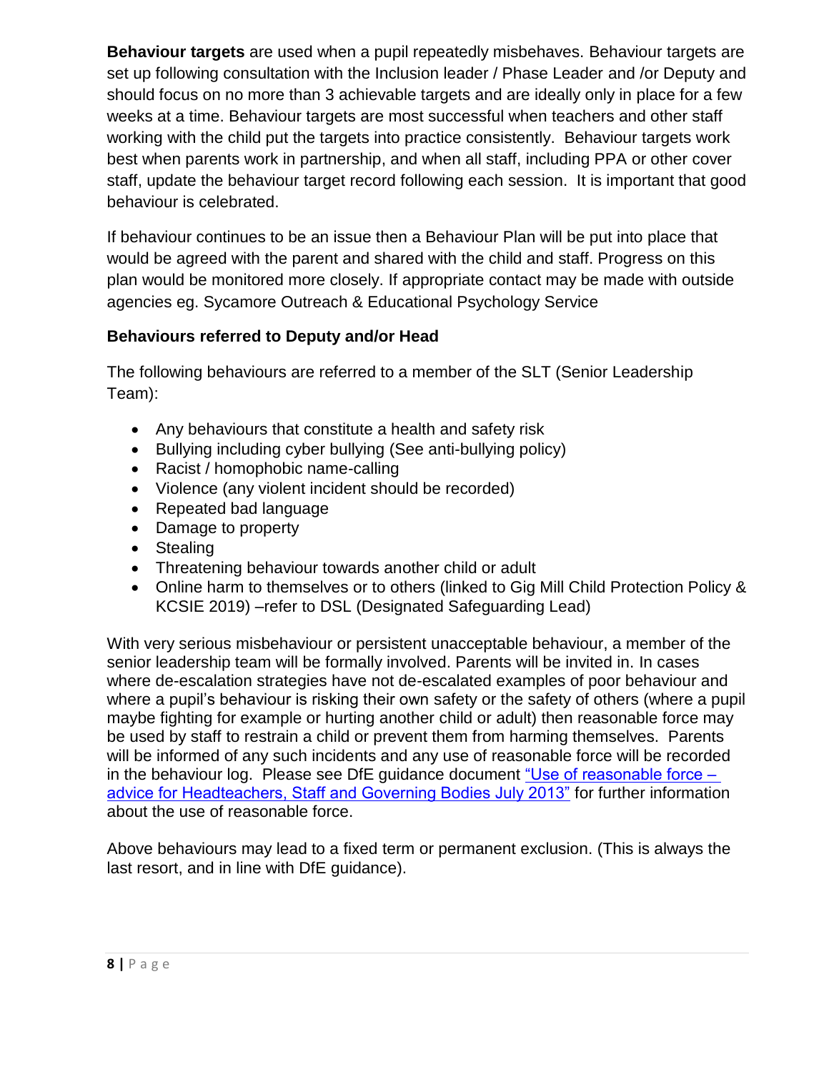**Behaviour targets** are used when a pupil repeatedly misbehaves. Behaviour targets are set up following consultation with the Inclusion leader / Phase Leader and /or Deputy and should focus on no more than 3 achievable targets and are ideally only in place for a few weeks at a time. Behaviour targets are most successful when teachers and other staff working with the child put the targets into practice consistently. Behaviour targets work best when parents work in partnership, and when all staff, including PPA or other cover staff, update the behaviour target record following each session. It is important that good behaviour is celebrated.

If behaviour continues to be an issue then a Behaviour Plan will be put into place that would be agreed with the parent and shared with the child and staff. Progress on this plan would be monitored more closely. If appropriate contact may be made with outside agencies eg. Sycamore Outreach & Educational Psychology Service

**Behaviours referred to Deputy and/or Head**

The following behaviours are referred to a member of the SLT (Senior Leadership Team):

- Any behaviours that constitute a health and safety risk
- Bullying including cyber bullying (See anti-bullying policy)
- Racist / homophobic name-calling
- Violence (any violent incident should be recorded)
- Repeated bad language
- Damage to property
- Stealing
- Threatening behaviour towards another child or adult
- Online harm to themselves or to others (linked to Gig Mill Child Protection Policy & KCSIE 2019) –refer to DSL (Designated Safeguarding Lead)

With very serious misbehaviour or persistent unacceptable behaviour, a member of the senior leadership team will be formally involved. Parents will be invited in. In cases where de-escalation strategies have not de-escalated examples of poor behaviour and where a pupil's behaviour is risking their own safety or the safety of others (where a pupil maybe fighting for example or hurting another child or adult) then reasonable force may be used by staff to restrain a child or prevent them from harming themselves. Parents will be informed of any such incidents and any use of reasonable force will be recorded in the behaviour log. Please see DfE guidance document "Use of reasonable force – advice for Headteachers, Staff and Governing Bodies July 2013" for further information about the use of reasonable force.

Above behaviours may lead to a fixed term or permanent exclusion. (This is always the last resort, and in line with DfE guidance).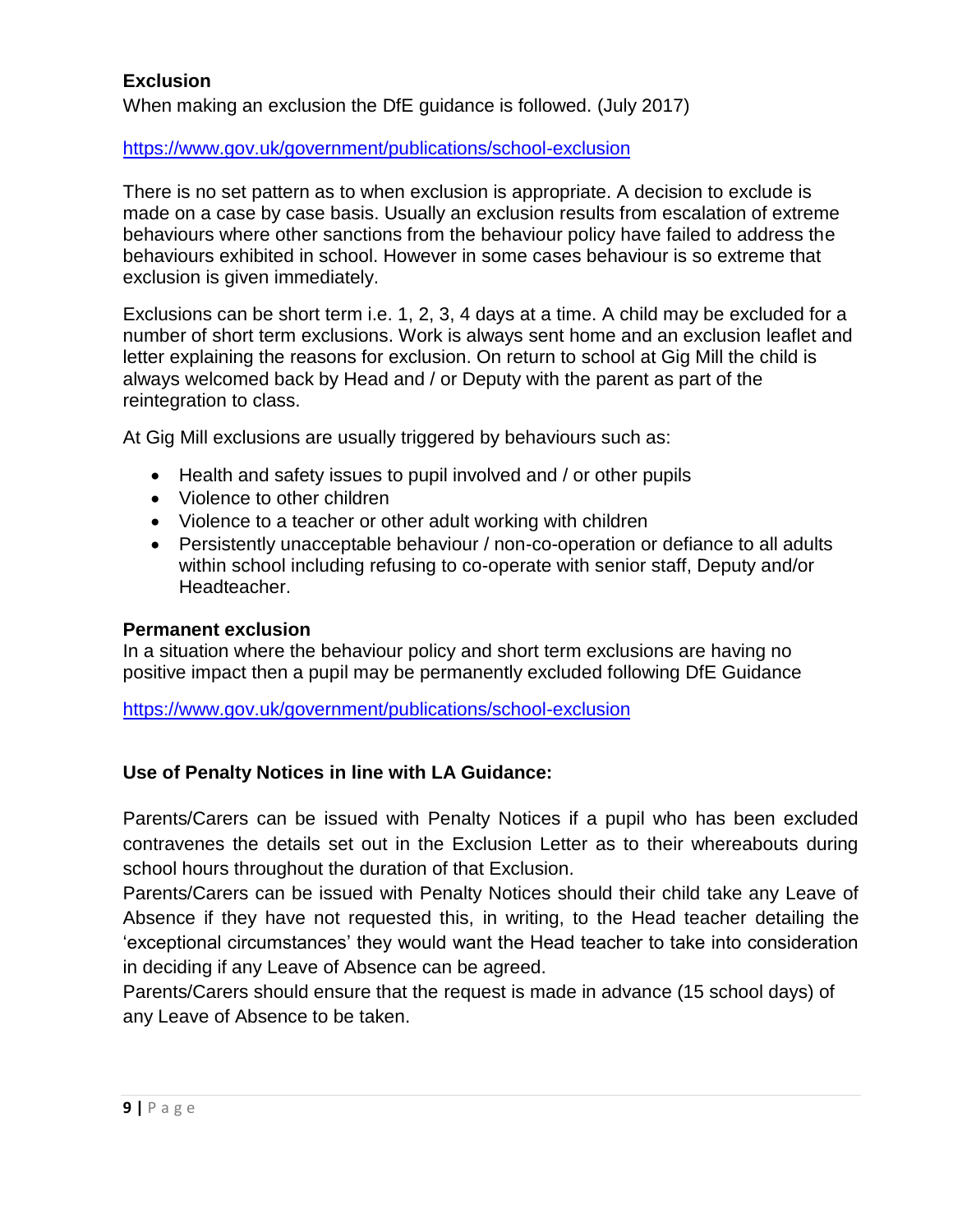**Exclusion**

When making an exclusion the DfE guidance is followed. (July 2017)

https://www.gov.uk/government/publications/school-exclusion

There is no set pattern as to when exclusion is appropriate. A decision to exclude is made on a case by case basis. Usually an exclusion results from escalation of extreme behaviours where other sanctions from the behaviour policy have failed to address the behaviours exhibited in school. However in some cases behaviour is so extreme that exclusion is given immediately.

Exclusions can be short term i.e. 1, 2, 3, 4 days at a time. A child may be excluded for a number of short term exclusions. Work is always sent home and an exclusion leaflet and letter explaining the reasons for exclusion. On return to school at Gig Mill the child is always welcomed back by Head and / or Deputy with the parent as part of the reintegration to class.

At Gig Mill exclusions are usually triggered by behaviours such as:

- Health and safety issues to pupil involved and / or other pupils
- Violence to other children
- Violence to a teacher or other adult working with children
- Persistently unacceptable behaviour / non-co-operation or defiance to all adults within school including refusing to co-operate with senior staff, Deputy and/or Headteacher.

**Permanent exclusion**

In a situation where the behaviour policy and short term exclusions are having no positive impact then a pupil may be permanently excluded following DfE Guidance

https://www.gov.uk/government/publications/school-exclusion

**Use of Penalty Notices in line with LA Guidance:**

Parents/Carers can be issued with Penalty Notices if a pupil who has been excluded contravenes the details set out in the Exclusion Letter as to their whereabouts during school hours throughout the duration of that Exclusion.

Parents/Carers can be issued with Penalty Notices should their child take any Leave of Absence if they have not requested this, in writing, to the Head teacher detailing the 'exceptional circumstances' they would want the Head teacher to take into consideration in deciding if any Leave of Absence can be agreed.

Parents/Carers should ensure that the request is made in advance (15 school days) of any Leave of Absence to be taken.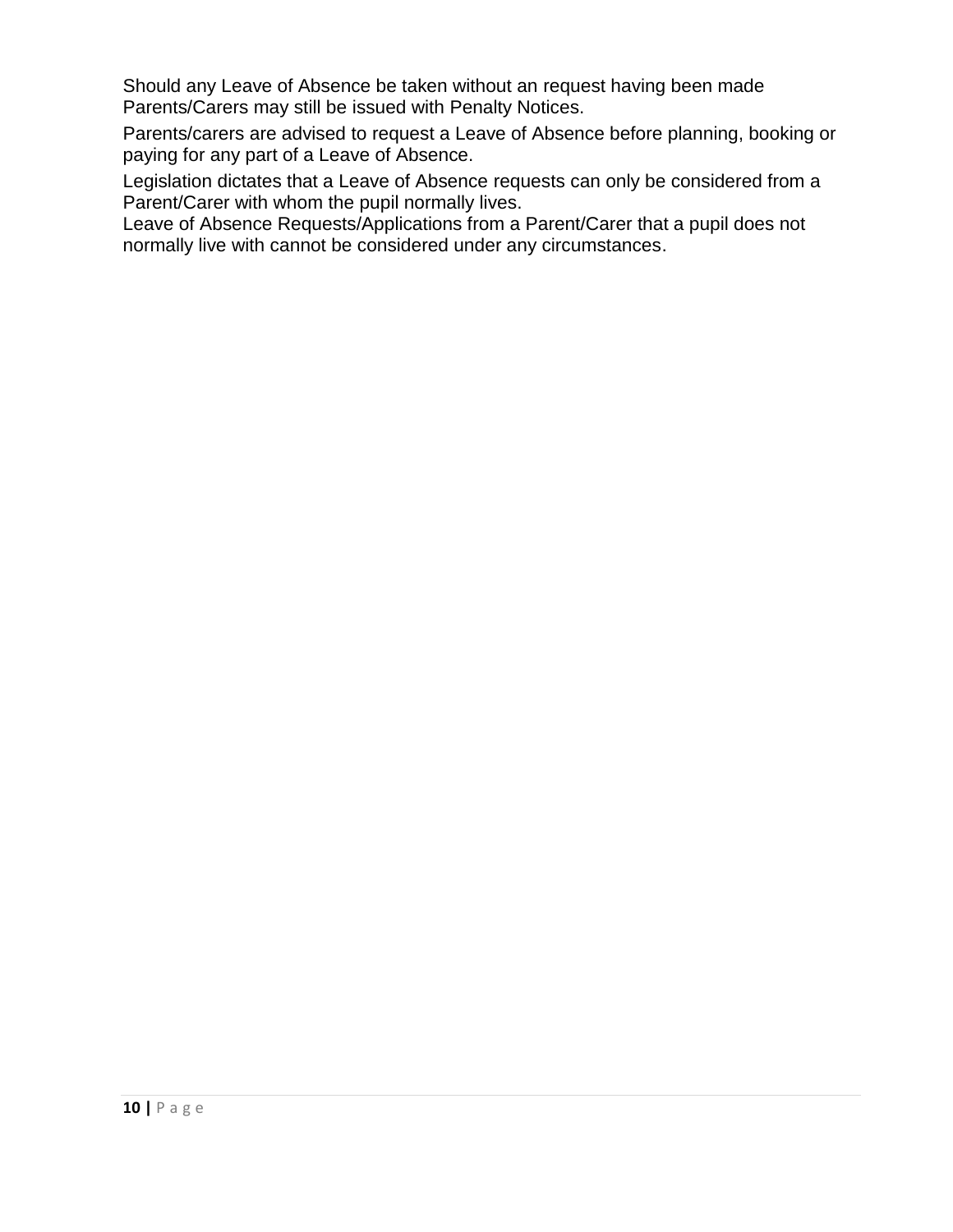Should any Leave of Absence be taken without an request having been made Parents/Carers may still be issued with Penalty Notices.

Parents/carers are advised to request a Leave of Absence before planning, booking or paying for any part of a Leave of Absence.

Legislation dictates that a Leave of Absence requests can only be considered from a Parent/Carer with whom the pupil normally lives.
Leave of Absence Requests/Applications from a Parent/Carer that a pupil does not normally live with cannot be considered under any circumstances.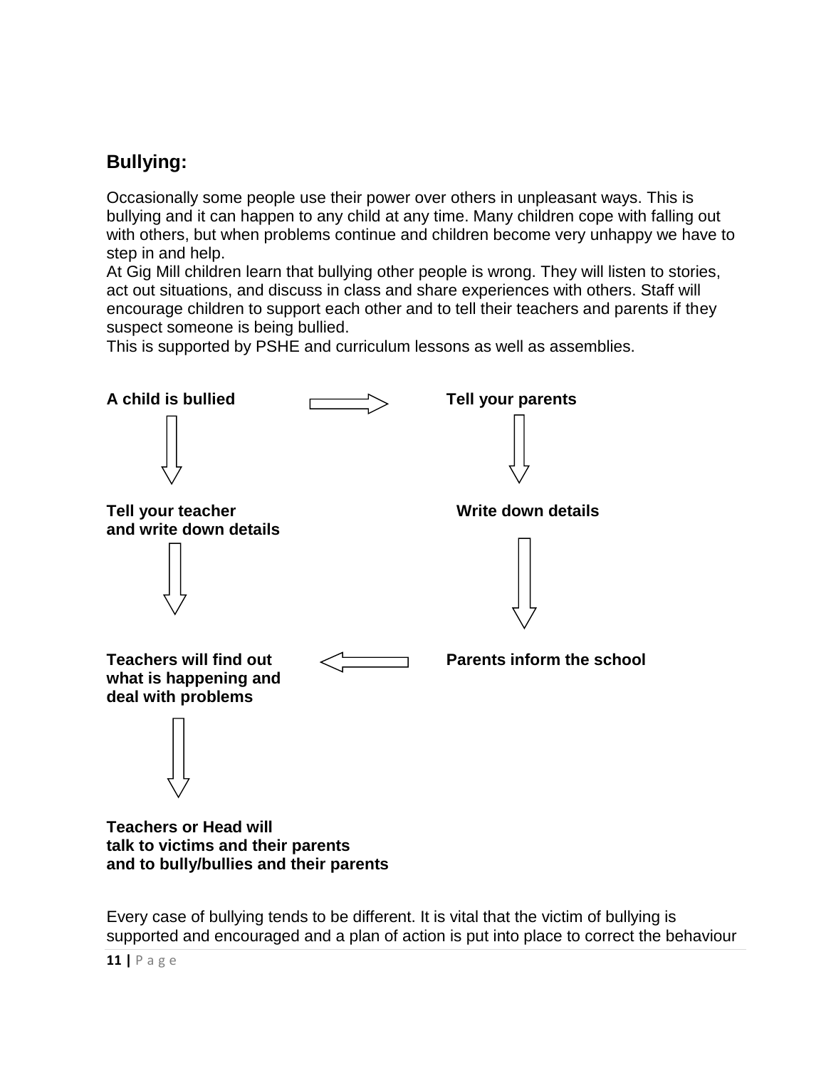## Bullying:

Occasionally some people use their power over others in unpleasant ways. This is bullying and it can happen to any child at any time. Many children cope with falling out with others, but when problems continue and children become very unhappy we have to step in and help.

At Gig Mill children learn that bullying other people is wrong. They will listen to stories, act out situations, and discuss in class and share experiences with others. Staff will encourage children to support each other and to tell their teachers and parents if they suspect someone is being bullied.

This is supported by PSHE and curriculum lessons as well as assemblies.

**A child is bullied** → **Tell your parents**

**A child is bullied** ↓

**Tell your teacher and write down details**

↓

**Teachers will find out what is happening and deal with problems**

↓

**Teachers or Head will talk to victims and their parents and to bully/bullies and their parents**

**Tell your parents** ↓

**Write down details**

↓

**Parents inform the school** → **Teachers will find out what is happening and deal with problems**

Every case of bullying tends to be different. It is vital that the victim of bullying is supported and encouraged and a plan of action is put into place to correct the behaviour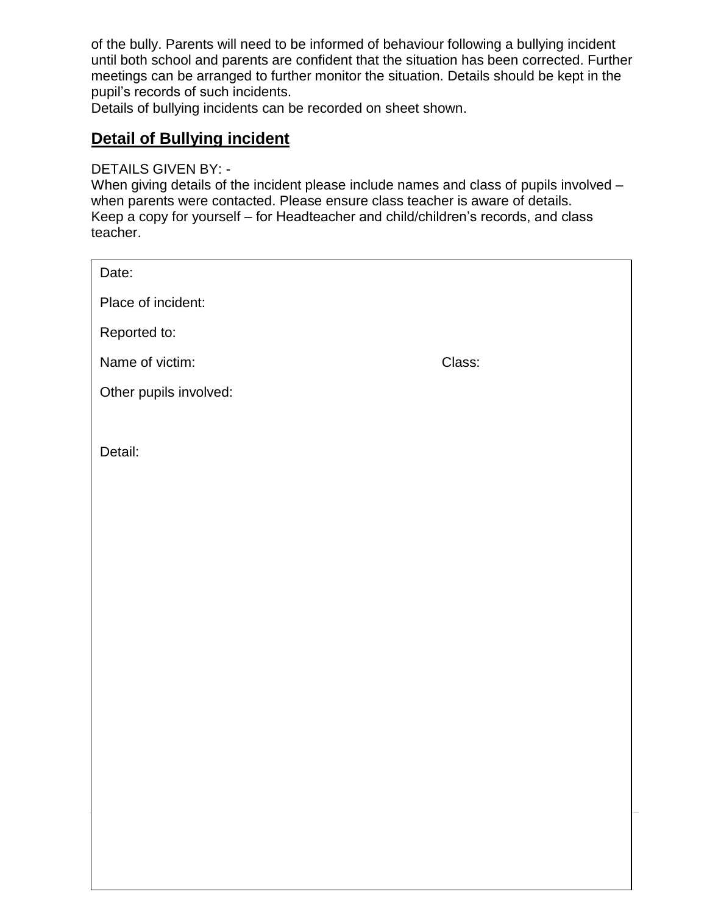of the bully. Parents will need to be informed of behaviour following a bullying incident until both school and parents are confident that the situation has been corrected. Further meetings can be arranged to further monitor the situation. Details should be kept in the pupil's records of such incidents.
Details of bullying incidents can be recorded on sheet shown.

## **Detail of Bullying incident**

DETAILS GIVEN BY: -
When giving details of the incident please include names and class of pupils involved – when parents were contacted. Please ensure class teacher is aware of details.
Keep a copy for yourself – for Headteacher and child/children's records, and class teacher.

| | |
|---|---|
| Date: | |
| Place of incident: | |
| Reported to: | |
| Name of victim: | Class: |
| Other pupils involved: | |
| Detail: | |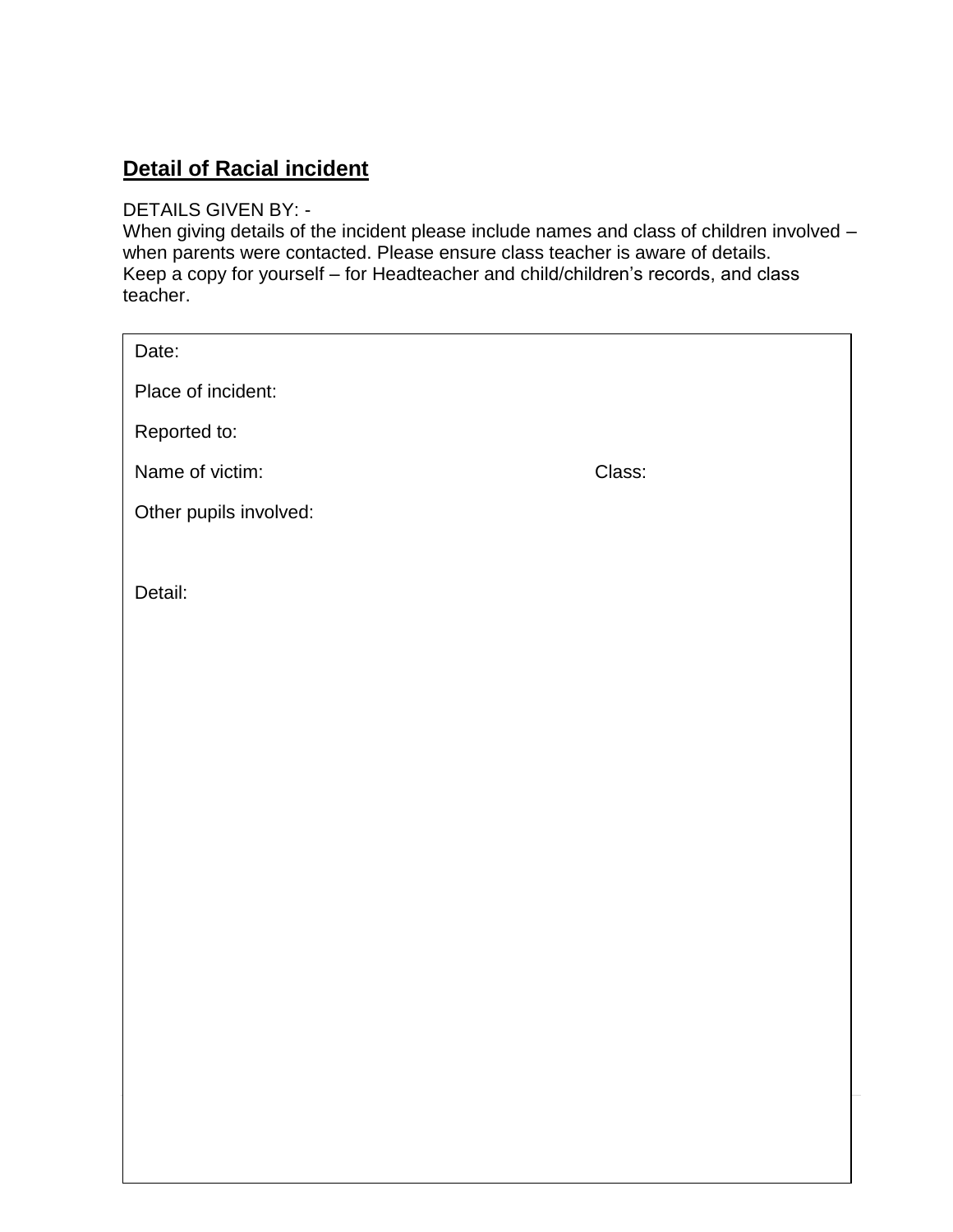## **Detail of Racial incident**

DETAILS GIVEN BY: -
When giving details of the incident please include names and class of children involved – when parents were contacted. Please ensure class teacher is aware of details.
Keep a copy for yourself – for Headteacher and child/children's records, and class teacher.

Date:

Place of incident:

Reported to:

Name of victim: Class:

Other pupils involved:

Detail: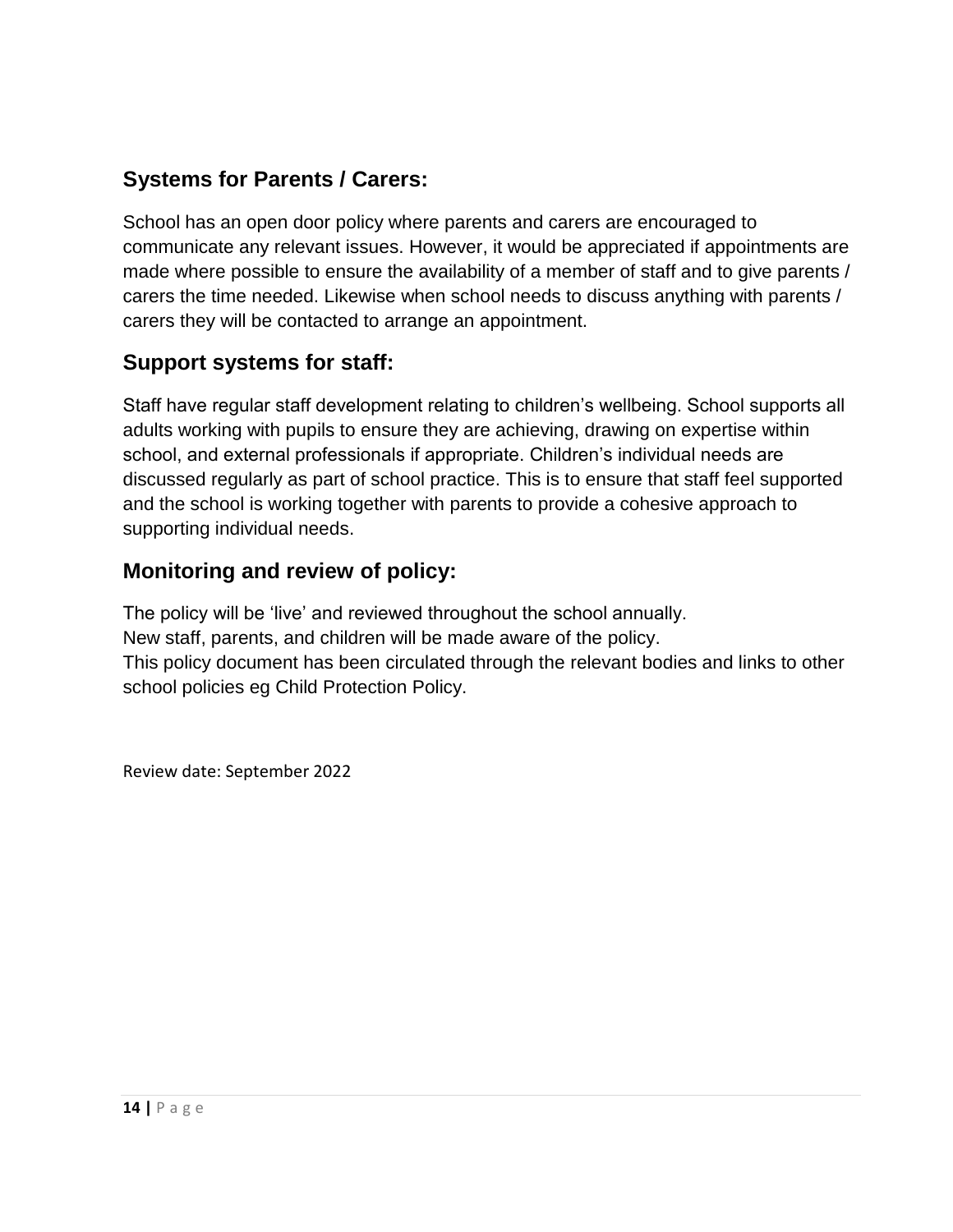## Systems for Parents / Carers:

School has an open door policy where parents and carers are encouraged to communicate any relevant issues. However, it would be appreciated if appointments are made where possible to ensure the availability of a member of staff and to give parents / carers the time needed. Likewise when school needs to discuss anything with parents / carers they will be contacted to arrange an appointment.

## Support systems for staff:

Staff have regular staff development relating to children's wellbeing. School supports all adults working with pupils to ensure they are achieving, drawing on expertise within school, and external professionals if appropriate. Children's individual needs are discussed regularly as part of school practice. This is to ensure that staff feel supported and the school is working together with parents to provide a cohesive approach to supporting individual needs.

## Monitoring and review of policy:

The policy will be 'live' and reviewed throughout the school annually.
New staff, parents, and children will be made aware of the policy.
This policy document has been circulated through the relevant bodies and links to other school policies eg Child Protection Policy.

Review date: September 2022